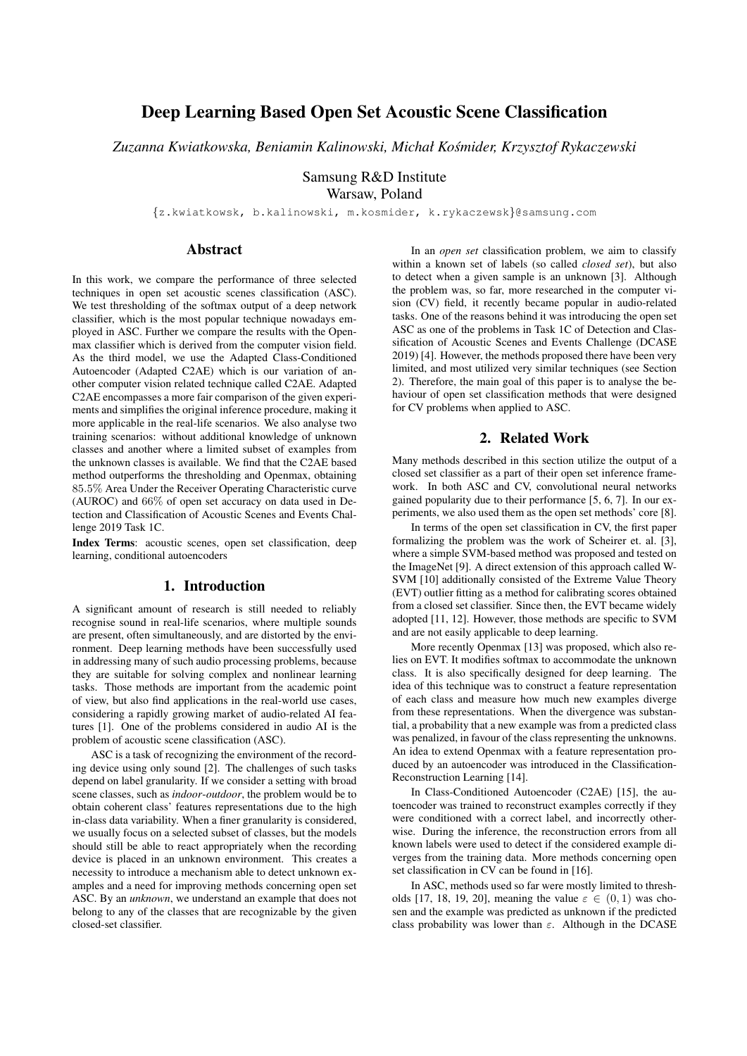# Deep Learning Based Open Set Acoustic Scene Classification

*Zuzanna Kwiatkowska, Beniamin Kalinowski, Michał Kośmider, Krzysztof Rykaczewski*

Samsung R&D Institute
Warsaw, Poland

{z.kwiatkowsk, b.kalinowski, m.kosmider, k.rykaczewsk}@samsung.com

## Abstract

In this work, we compare the performance of three selected techniques in open set acoustic scenes classification (ASC). We test thresholding of the softmax output of a deep network classifier, which is the most popular technique nowadays employed in ASC. Further we compare the results with the Openmax classifier which is derived from the computer vision field. As the third model, we use the Adapted Class-Conditioned Autoencoder (Adapted C2AE) which is our variation of another computer vision related technique called C2AE. Adapted C2AE encompasses a more fair comparison of the given experiments and simplifies the original inference procedure, making it more applicable in the real-life scenarios. We also analyse two training scenarios: without additional knowledge of unknown classes and another where a limited subset of examples from the unknown classes is available. We find that the C2AE based method outperforms the thresholding and Openmax, obtaining $85.5\%$ Area Under the Receiver Operating Characteristic curve (AUROC) and $66\%$ of open set accuracy on data used in Detection and Classification of Acoustic Scenes and Events Challenge 2019 Task 1C.

**Index Terms**: acoustic scenes, open set classification, deep learning, conditional autoencoders

## 1. Introduction

A significant amount of research is still needed to reliably recognise sound in real-life scenarios, where multiple sounds are present, often simultaneously, and are distorted by the environment. Deep learning methods have been successfully used in addressing many of such audio processing problems, because they are suitable for solving complex and nonlinear learning tasks. Those methods are important from the academic point of view, but also find applications in the real-world use cases, considering a rapidly growing market of audio-related AI features [1]. One of the problems considered in audio AI is the problem of acoustic scene classification (ASC).

ASC is a task of recognizing the environment of the recording device using only sound [2]. The challenges of such tasks depend on label granularity. If we consider a setting with broad scene classes, such as *indoor-outdoor*, the problem would be to obtain coherent class' features representations due to the high in-class data variability. When a finer granularity is considered, we usually focus on a selected subset of classes, but the models should still be able to react appropriately when the recording device is placed in an unknown environment. This creates a necessity to introduce a mechanism able to detect unknown examples and a need for improving methods concerning open set ASC. By an *unknown*, we understand an example that does not belong to any of the classes that are recognizable by the given closed-set classifier.

In an *open set* classification problem, we aim to classify within a known set of labels (so called *closed set*), but also to detect when a given sample is an unknown [3]. Although the problem was, so far, more researched in the computer vision (CV) field, it recently became popular in audio-related tasks. One of the reasons behind it was introducing the open set ASC as one of the problems in Task 1C of Detection and Classification of Acoustic Scenes and Events Challenge (DCASE 2019) [4]. However, the methods proposed there have been very limited, and most utilized very similar techniques (see Section 2). Therefore, the main goal of this paper is to analyse the behaviour of open set classification methods that were designed for CV problems when applied to ASC.

## 2. Related Work

Many methods described in this section utilize the output of a closed set classifier as a part of their open set inference framework. In both ASC and CV, convolutional neural networks gained popularity due to their performance [5, 6, 7]. In our experiments, we also used them as the open set methods' core [8].

In terms of the open set classification in CV, the first paper formalizing the problem was the work of Scheirer et. al. [3], where a simple SVM-based method was proposed and tested on the ImageNet [9]. A direct extension of this approach called W-SVM [10] additionally consisted of the Extreme Value Theory (EVT) outlier fitting as a method for calibrating scores obtained from a closed set classifier. Since then, the EVT became widely adopted [11, 12]. However, those methods are specific to SVM and are not easily applicable to deep learning.

More recently Openmax [13] was proposed, which also relies on EVT. It modifies softmax to accommodate the unknown class. It is also specifically designed for deep learning. The idea of this technique was to construct a feature representation of each class and measure how much new examples diverge from these representations. When the divergence was substantial, a probability that a new example was from a predicted class was penalized, in favour of the class representing the unknowns. An idea to extend Openmax with a feature representation produced by an autoencoder was introduced in the Classification-Reconstruction Learning [14].

In Class-Conditioned Autoencoder (C2AE) [15], the autoencoder was trained to reconstruct examples correctly if they were conditioned with a correct label, and incorrectly otherwise. During the inference, the reconstruction errors from all known labels were used to detect if the considered example diverges from the training data. More methods concerning open set classification in CV can be found in [16].

In ASC, methods used so far were mostly limited to thresholds [17, 18, 19, 20], meaning the value $\varepsilon \in (0, 1)$ was chosen and the example was predicted as unknown if the predicted class probability was lower than $\varepsilon$. Although in the DCASE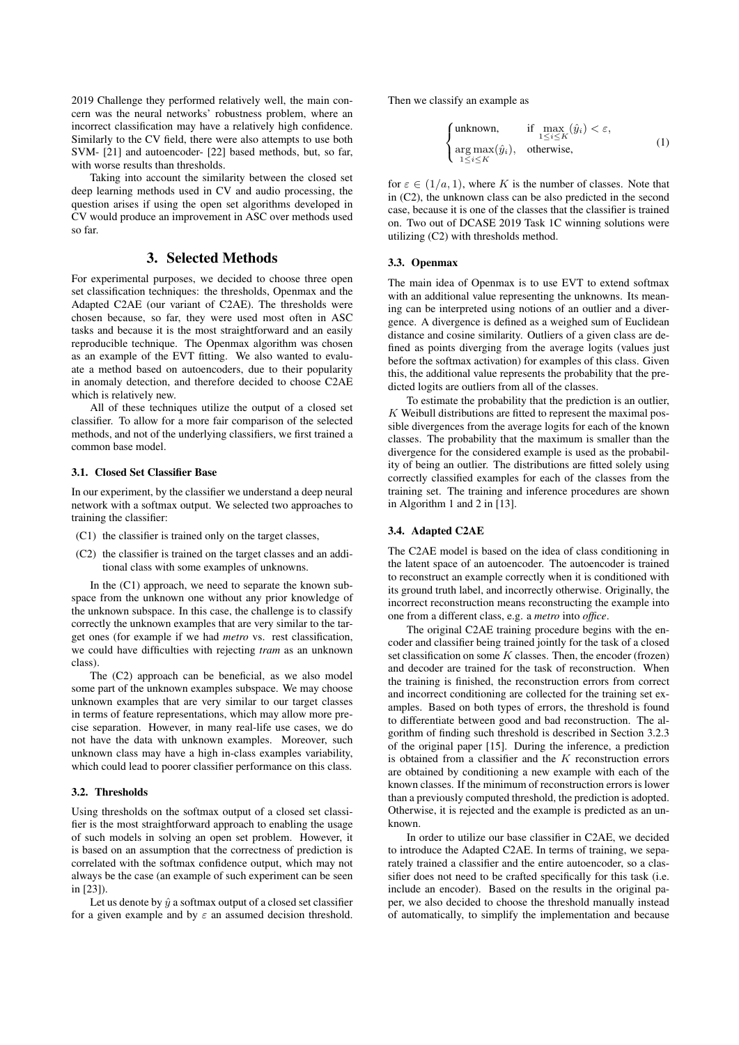2019 Challenge they performed relatively well, the main concern was the neural networks' robustness problem, where an incorrect classification may have a relatively high confidence. Similarly to the CV field, there were also attempts to use both SVM- [21] and autoencoder- [22] based methods, but, so far, with worse results than thresholds.

Taking into account the similarity between the closed set deep learning methods used in CV and audio processing, the question arises if using the open set algorithms developed in CV would produce an improvement in ASC over methods used so far.

## 3. Selected Methods

For experimental purposes, we decided to choose three open set classification techniques: the thresholds, Openmax and the Adapted C2AE (our variant of C2AE). The thresholds were chosen because, so far, they were used most often in ASC tasks and because it is the most straightforward and an easily reproducible technique. The Openmax algorithm was chosen as an example of the EVT fitting. We also wanted to evaluate a method based on autoencoders, due to their popularity in anomaly detection, and therefore decided to choose C2AE which is relatively new.

All of these techniques utilize the output of a closed set classifier. To allow for a more fair comparison of the selected methods, and not of the underlying classifiers, we first trained a common base model.

### 3.1. Closed Set Classifier Base

In our experiment, by the classifier we understand a deep neural network with a softmax output. We selected two approaches to training the classifier:

- (C1) the classifier is trained only on the target classes,
- (C2) the classifier is trained on the target classes and an additional class with some examples of unknowns.

In the (C1) approach, we need to separate the known subspace from the unknown one without any prior knowledge of the unknown subspace. In this case, the challenge is to classify correctly the unknown examples that are very similar to the target ones (for example if we had *metro* vs. rest classification, we could have difficulties with rejecting *tram* as an unknown class).

The (C2) approach can be beneficial, as we also model some part of the unknown examples subspace. We may choose unknown examples that are very similar to our target classes in terms of feature representations, which may allow more precise separation. However, in many real-life use cases, we do not have the data with unknown examples. Moreover, such unknown class may have a high in-class examples variability, which could lead to poorer classifier performance on this class.

### 3.2. Thresholds

Using thresholds on the softmax output of a closed set classifier is the most straightforward approach to enabling the usage of such models in solving an open set problem. However, it is based on an assumption that the correctness of prediction is correlated with the softmax confidence output, which may not always be the case (an example of such experiment can be seen in [23]).

Let us denote by $\hat{y}$ a softmax output of a closed set classifier for a given example and by $\varepsilon$ an assumed decision threshold. Then we classify an example as

$$
\begin{cases} \text{unknown}, & \text{if } \max\limits_{1 \leq i \leq K} (\hat{y}_i) < \varepsilon, \\ \arg\max\limits_{1 \leq i \leq K} (\hat{y}_i), & \text{otherwise}, \end{cases} \tag{1}
$$

for $\varepsilon \in (1/a, 1)$, where $K$ is the number of classes. Note that in (C2), the unknown class can be also predicted in the second case, because it is one of the classes that the classifier is trained on. Two out of DCASE 2019 Task 1C winning solutions were utilizing (C2) with thresholds method.

### 3.3. Openmax

The main idea of Openmax is to use EVT to extend softmax with an additional value representing the unknowns. Its meaning can be interpreted using notions of an outlier and a divergence. A divergence is defined as a weighed sum of Euclidean distance and cosine similarity. Outliers of a given class are defined as points diverging from the average logits (values just before the softmax activation) for examples of this class. Given this, the additional value represents the probability that the predicted logits are outliers from all of the classes.

To estimate the probability that the prediction is an outlier, $K$ Weibull distributions are fitted to represent the maximal possible divergences from the average logits for each of the known classes. The probability that the maximum is smaller than the divergence for the considered example is used as the probability of being an outlier. The distributions are fitted solely using correctly classified examples for each of the classes from the training set. The training and inference procedures are shown in Algorithm 1 and 2 in [13].

### 3.4. Adapted C2AE

The C2AE model is based on the idea of class conditioning in the latent space of an autoencoder. The autoencoder is trained to reconstruct an example correctly when it is conditioned with its ground truth label, and incorrectly otherwise. Originally, the incorrect reconstruction means reconstructing the example into one from a different class, e.g. a *metro* into *office*.

The original C2AE training procedure begins with the encoder and classifier being trained jointly for the task of a closed set classification on some $K$ classes. Then, the encoder (frozen) and decoder are trained for the task of reconstruction. When the training is finished, the reconstruction errors from correct and incorrect conditioning are collected for the training set examples. Based on both types of errors, the threshold is found to differentiate between good and bad reconstruction. The algorithm of finding such threshold is described in Section 3.2.3 of the original paper [15]. During the inference, a prediction is obtained from a classifier and the $K$ reconstruction errors are obtained by conditioning a new example with each of the known classes. If the minimum of reconstruction errors is lower than a previously computed threshold, the prediction is adopted. Otherwise, it is rejected and the example is predicted as an unknown.

In order to utilize our base classifier in C2AE, we decided to introduce the Adapted C2AE. In terms of training, we separately trained a classifier and the entire autoencoder, so a classifier does not need to be crafted specifically for this task (i.e. include an encoder). Based on the results in the original paper, we also decided to choose the threshold manually instead of automatically, to simplify the implementation and because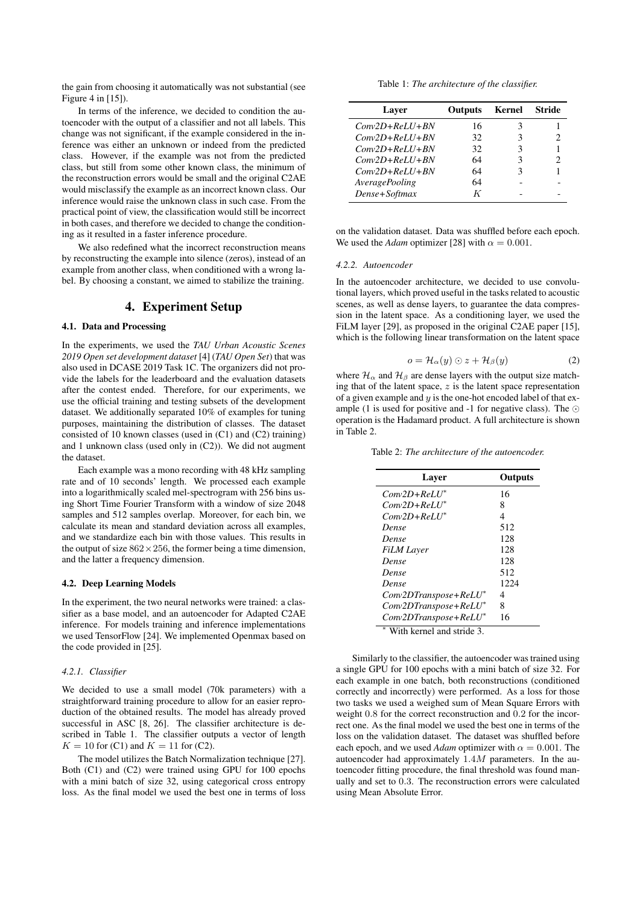the gain from choosing it automatically was not substantial (see Figure 4 in [15]).

In terms of the inference, we decided to condition the autoencoder with the output of a classifier and not all labels. This change was not significant, if the example considered in the inference was either an unknown or indeed from the predicted class. However, if the example was not from the predicted class, but still from some other known class, the minimum of the reconstruction errors would be small and the original C2AE would misclassify the example as an incorrect known class. Our inference would raise the unknown class in such case. From the practical point of view, the classification would still be incorrect in both cases, and therefore we decided to change the conditioning as it resulted in a faster inference procedure.

We also redefined what the incorrect reconstruction means by reconstructing the example into silence (zeros), instead of an example from another class, when conditioned with a wrong label. By choosing a constant, we aimed to stabilize the training.

# 4. Experiment Setup

## 4.1. Data and Processing

In the experiments, we used the *TAU Urban Acoustic Scenes 2019 Open set development dataset* [4] (*TAU Open Set*) that was also used in DCASE 2019 Task 1C. The organizers did not provide the labels for the leaderboard and the evaluation datasets after the contest ended. Therefore, for our experiments, we use the official training and testing subsets of the development dataset. We additionally separated 10% of examples for tuning purposes, maintaining the distribution of classes. The dataset consisted of 10 known classes (used in (C1) and (C2) training) and 1 unknown class (used only in (C2)). We did not augment the dataset.

Each example was a mono recording with 48 kHz sampling rate and of 10 seconds' length. We processed each example into a logarithmically scaled mel-spectrogram with 256 bins using Short Time Fourier Transform with a window of size 2048 samples and 512 samples overlap. Moreover, for each bin, we calculate its mean and standard deviation across all examples, and we standardize each bin with those values. This results in the output of size $862 \times 256$, the former being a time dimension, and the latter a frequency dimension.

## 4.2. Deep Learning Models

In the experiment, the two neural networks were trained: a classifier as a base model, and an autoencoder for Adapted C2AE inference. For models training and inference implementations we used TensorFlow [24]. We implemented Openmax based on the code provided in [25].

### 4.2.1. Classifier

We decided to use a small model (70k parameters) with a straightforward training procedure to allow for an easier reproduction of the obtained results. The model has already proved successful in ASC [8, 26]. The classifier architecture is described in Table 1. The classifier outputs a vector of length $K = 10$ for (C1) and $K = 11$ for (C2).

The model utilizes the Batch Normalization technique [27]. Both (C1) and (C2) were trained using GPU for 100 epochs with a mini batch of size 32, using categorical cross entropy loss. As the final model we used the best one in terms of loss on the validation dataset. Data was shuffled before each epoch. We used the *Adam* optimizer [28] with $\alpha = 0.001$.

Table 1: *The architecture of the classifier.*

| Layer | Outputs | Kernel | Stride |
|---|---|---|---|
| *Conv2D+ReLU+BN* | 16 | 3 | 1 |
| *Conv2D+ReLU+BN* | 32 | 3 | 2 |
| *Conv2D+ReLU+BN* | 32 | 3 | 1 |
| *Conv2D+ReLU+BN* | 64 | 3 | 2 |
| *Conv2D+ReLU+BN* | 64 | 3 | 1 |
| *AveragePooling* | 64 | - | - |
| *Dense+Softmax* | $K$ | - | - |

### 4.2.2. Autoencoder

In the autoencoder architecture, we decided to use convolutional layers, which proved useful in the tasks related to acoustic scenes, as well as dense layers, to guarantee the data compression in the latent space. As a conditioning layer, we used the FiLM layer [29], as proposed in the original C2AE paper [15], which is the following linear transformation on the latent space

$$o = \mathcal{H}_{\alpha}(y) \odot z + \mathcal{H}_{\beta}(y) \tag{2}$$

where $\mathcal{H}_{\alpha}$ and $\mathcal{H}_{\beta}$ are dense layers with the output size matching that of the latent space, $z$ is the latent space representation of a given example and $y$ is the one-hot encoded label of that example (1 is used for positive and -1 for negative class). The $\odot$ operation is the Hadamard product. A full architecture is shown in Table 2.

Table 2: *The architecture of the autoencoder.*

| Layer | Outputs |
|---|---|
| *Conv2D+ReLU** | 16 |
| *Conv2D+ReLU** | 8 |
| *Conv2D+ReLU** | 4 |
| *Dense* | 512 |
| *Dense* | 128 |
| *FiLM Layer* | 128 |
| *Dense* | 128 |
| *Dense* | 512 |
| *Dense* | 1224 |
| *Conv2DTranspose+ReLU** | 4 |
| *Conv2DTranspose+ReLU** | 8 |
| *Conv2DTranspose+ReLU** | 16 |

* With kernel and stride 3.

Similarly to the classifier, the autoencoder was trained using a single GPU for 100 epochs with a mini batch of size 32. For each example in one batch, both reconstructions (conditioned correctly and incorrectly) were performed. As a loss for those two tasks we used a weighed sum of Mean Square Errors with weight 0.8 for the correct reconstruction and 0.2 for the incorrect one. As the final model we used the best one in terms of the loss on the validation dataset. The dataset was shuffled before each epoch, and we used *Adam* optimizer with $\alpha = 0.001$. The autoencoder had approximately $1.4M$ parameters. In the autoencoder fitting procedure, the final threshold was found manually and set to 0.3. The reconstruction errors were calculated using Mean Absolute Error.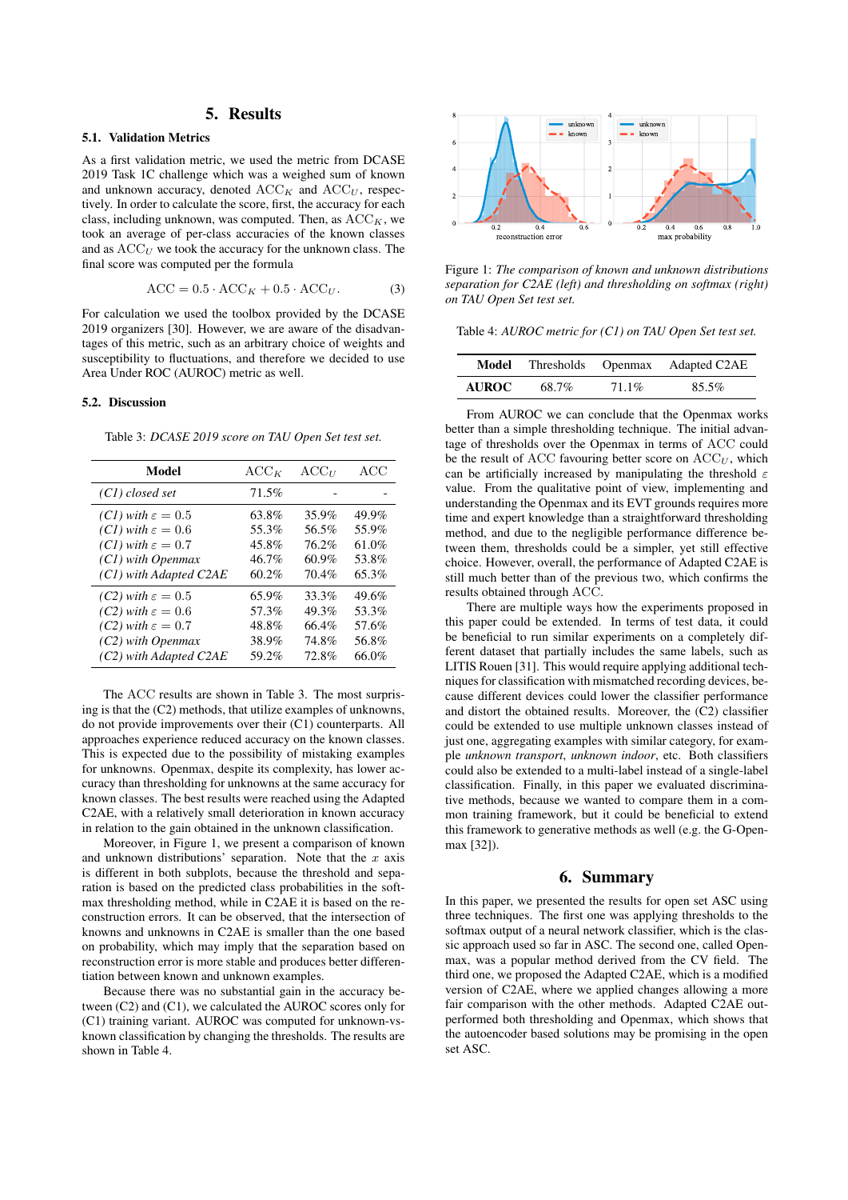# 5. Results

## 5.1. Validation Metrics

As a first validation metric, we used the metric from DCASE 2019 Task 1C challenge which was a weighed sum of known and unknown accuracy, denoted $\text{ACC}_K$ and $\text{ACC}_U$, respectively. In order to calculate the score, first, the accuracy for each class, including unknown, was computed. Then, as $\text{ACC}_K$, we took an average of per-class accuracies of the known classes and as $\text{ACC}_U$ we took the accuracy for the unknown class. The final score was computed per the formula

$$\text{ACC} = 0.5 \cdot \text{ACC}_K + 0.5 \cdot \text{ACC}_U. \tag{3}$$

For calculation we used the toolbox provided by the DCASE 2019 organizers [30]. However, we are aware of the disadvantages of this metric, such as an arbitrary choice of weights and susceptibility to fluctuations, and therefore we decided to use Area Under ROC (AUROC) metric as well.

## 5.2. Discussion

Table 3: *DCASE 2019 score on TAU Open Set test set.*

| Model | $\text{ACC}_K$ | $\text{ACC}_U$ | ACC |
|---|---|---|---|
| *(C1) closed set* | 71.5% | - | - |
| *(C1) with $\varepsilon = 0.5$* | 63.8% | 35.9% | 49.9% |
| *(C1) with $\varepsilon = 0.6$* | 55.3% | 56.5% | 55.9% |
| *(C1) with $\varepsilon = 0.7$* | 45.8% | 76.2% | 61.0% |
| *(C1) with Openmax* | 46.7% | 60.9% | 53.8% |
| *(C1) with Adapted C2AE* | 60.2% | 70.4% | 65.3% |
| *(C2) with $\varepsilon = 0.5$* | 65.9% | 33.3% | 49.6% |
| *(C2) with $\varepsilon = 0.6$* | 57.3% | 49.3% | 53.3% |
| *(C2) with $\varepsilon = 0.7$* | 48.8% | 66.4% | 57.6% |
| *(C2) with Openmax* | 38.9% | 74.8% | 56.8% |
| *(C2) with Adapted C2AE* | 59.2% | 72.8% | 66.0% |

The ACC results are shown in Table 3. The most surprising is that the (C2) methods, that utilize examples of unknowns, do not provide improvements over their (C1) counterparts. All approaches experience reduced accuracy on the known classes. This is expected due to the possibility of mistaking examples for unknowns. Openmax, despite its complexity, has lower accuracy than thresholding for unknowns at the same accuracy for known classes. The best results were reached using the Adapted C2AE, with a relatively small deterioration in known accuracy in relation to the gain obtained in the unknown classification.

Moreover, in Figure 1, we present a comparison of known and unknown distributions' separation. Note that the $x$ axis is different in both subplots, because the threshold and separation is based on the predicted class probabilities in the softmax thresholding method, while in C2AE it is based on the reconstruction errors. It can be observed, that the intersection of knowns and unknowns in C2AE is smaller than the one based on probability, which may imply that the separation based on reconstruction error is more stable and produces better differentiation between known and unknown examples.

Because there was no substantial gain in the accuracy between (C2) and (C1), we calculated the AUROC scores only for (C1) training variant. AUROC was computed for unknown-vs-known classification by changing the thresholds. The results are shown in Table 4.

Figure 1: *The comparison of known and unknown distributions separation for C2AE (left) and thresholding on softmax (right) on TAU Open Set test set.*

Table 4: *AUROC metric for (C1) on TAU Open Set test set.*

| Model | Thresholds | Openmax | Adapted C2AE |
|---|---|---|---|
| **AUROC** | 68.7% | 71.1% | 85.5% |

From AUROC we can conclude that the Openmax works better than a simple thresholding technique. The initial advantage of thresholds over the Openmax in terms of ACC could be the result of ACC favouring better score on $\text{ACC}_U$, which can be artificially increased by manipulating the threshold $\varepsilon$ value. From the qualitative point of view, implementing and understanding the Openmax and its EVT grounds requires more time and expert knowledge than a straightforward thresholding method, and due to the negligible performance difference between them, thresholds could be a simpler, yet still effective choice. However, overall, the performance of Adapted C2AE is still much better than of the previous two, which confirms the results obtained through ACC.

There are multiple ways how the experiments proposed in this paper could be extended. In terms of test data, it could be beneficial to run similar experiments on a completely different dataset that partially includes the same labels, such as LITIS Rouen [31]. This would require applying additional techniques for classification with mismatched recording devices, because different devices could lower the classifier performance and distort the obtained results. Moreover, the (C2) classifier could be extended to use multiple unknown classes instead of just one, aggregating examples with similar category, for example *unknown transport*, *unknown indoor*, etc. Both classifiers could also be extended to a multi-label instead of a single-label classification. Finally, in this paper we evaluated discriminative methods, because we wanted to compare them in a common training framework, but it could be beneficial to extend this framework to generative methods as well (e.g. the G-Openmax [32]).

# 6. Summary

In this paper, we presented the results for open set ASC using three techniques. The first one was applying thresholds to the softmax output of a neural network classifier, which is the classic approach used so far in ASC. The second one, called Openmax, was a popular method derived from the CV field. The third one, we proposed the Adapted C2AE, which is a modified version of C2AE, where we applied changes allowing a more fair comparison with the other methods. Adapted C2AE outperformed both thresholding and Openmax, which shows that the autoencoder based solutions may be promising in the open set ASC.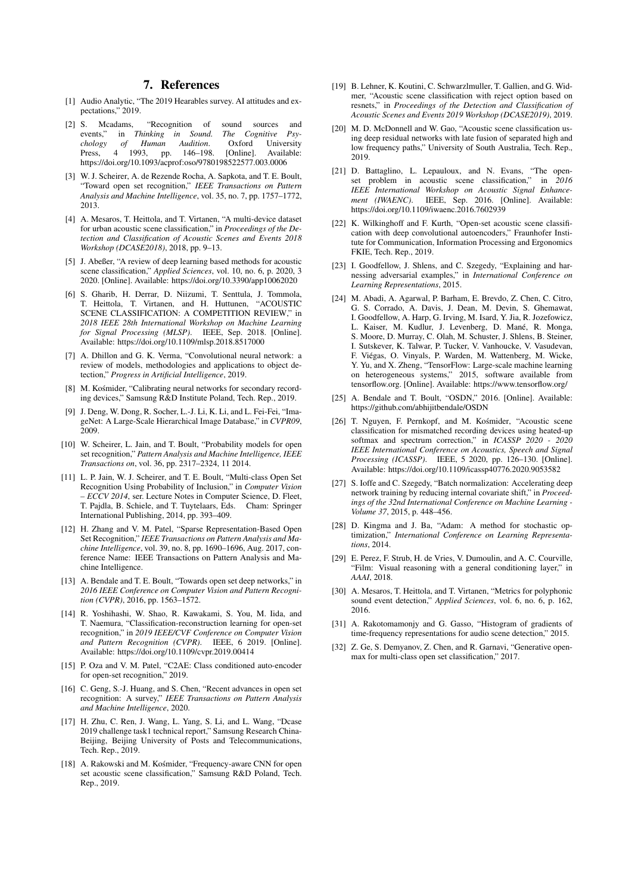## 7. References

[1] Audio Analytic, "The 2019 Hearables survey. AI attitudes and expectations," 2019.

[2] S. Mcadams, "Recognition of sound sources and events," in *Thinking in Sound. The Cognitive Psychology of Human Audition*. Oxford University Press, 4 1993, pp. 146–198. [Online]. Available: https://doi.org/10.1093/acprof:oso/9780198522577.003.0006

[3] W. J. Scheirer, A. de Rezende Rocha, A. Sapkota, and T. E. Boult, "Toward open set recognition," *IEEE Transactions on Pattern Analysis and Machine Intelligence*, vol. 35, no. 7, pp. 1757–1772, 2013.

[4] A. Mesaros, T. Heittola, and T. Virtanen, "A multi-device dataset for urban acoustic scene classification," in *Proceedings of the Detection and Classification of Acoustic Scenes and Events 2018 Workshop (DCASE2018)*, 2018, pp. 9–13.

[5] J. Abeßer, "A review of deep learning based methods for acoustic scene classification," *Applied Sciences*, vol. 10, no. 6, p. 2020, 3 2020. [Online]. Available: https://doi.org/10.3390/app10062020

[6] S. Gharib, H. Derrar, D. Niizumi, T. Senttula, J. Tommola, T. Heittola, T. Virtanen, and H. Huttunen, "ACOUSTIC SCENE CLASSIFICATION: A COMPETITION REVIEW," in *2018 IEEE 28th International Workshop on Machine Learning for Signal Processing (MLSP)*. IEEE, Sep. 2018. [Online]. Available: https://doi.org/10.1109/mlsp.2018.8517000

[7] A. Dhillon and G. K. Verma, "Convolutional neural network: a review of models, methodologies and applications to object detection," *Progress in Artificial Intelligence*, 2019.

[8] M. Kośmider, "Calibrating neural networks for secondary recording devices," Samsung R&D Institute Poland, Tech. Rep., 2019.

[9] J. Deng, W. Dong, R. Socher, L.-J. Li, K. Li, and L. Fei-Fei, "ImageNet: A Large-Scale Hierarchical Image Database," in *CVPR09*, 2009.

[10] W. Scheirer, L. Jain, and T. Boult, "Probability models for open set recognition," *Pattern Analysis and Machine Intelligence, IEEE Transactions on*, vol. 36, pp. 2317–2324, 11 2014.

[11] L. P. Jain, W. J. Scheirer, and T. E. Boult, "Multi-class Open Set Recognition Using Probability of Inclusion," in *Computer Vision – ECCV 2014*, ser. Lecture Notes in Computer Science, D. Fleet, T. Pajdla, B. Schiele, and T. Tuytelaars, Eds. Cham: Springer International Publishing, 2014, pp. 393–409.

[12] H. Zhang and V. M. Patel, "Sparse Representation-Based Open Set Recognition," *IEEE Transactions on Pattern Analysis and Machine Intelligence*, vol. 39, no. 8, pp. 1690–1696, Aug. 2017, conference Name: IEEE Transactions on Pattern Analysis and Machine Intelligence.

[13] A. Bendale and T. E. Boult, "Towards open set deep networks," in *2016 IEEE Conference on Computer Vision and Pattern Recognition (CVPR)*, 2016, pp. 1563–1572.

[14] R. Yoshihashi, W. Shao, R. Kawakami, S. You, M. Iida, and T. Naemura, "Classification-reconstruction learning for open-set recognition," in *2019 IEEE/CVF Conference on Computer Vision and Pattern Recognition (CVPR)*. IEEE, 6 2019. [Online]. Available: https://doi.org/10.1109/cvpr.2019.00414

[15] P. Oza and V. M. Patel, "C2AE: Class conditioned auto-encoder for open-set recognition," 2019.

[16] C. Geng, S.-J. Huang, and S. Chen, "Recent advances in open set recognition: A survey," *IEEE Transactions on Pattern Analysis and Machine Intelligence*, 2020.

[17] H. Zhu, C. Ren, J. Wang, L. Yang, S. Li, and L. Wang, "Dcase 2019 challenge task1 technical report," Samsung Research China-Beijing, Beijing University of Posts and Telecommunications, Tech. Rep., 2019.

[18] A. Rakowski and M. Kośmider, "Frequency-aware CNN for open set acoustic scene classification," Samsung R&D Poland, Tech. Rep., 2019.

[19] B. Lehner, K. Koutini, C. Schwarzlmuller, T. Gallien, and G. Widmer, "Acoustic scene classification with reject option based on resnets," in *Proceedings of the Detection and Classification of Acoustic Scenes and Events 2019 Workshop (DCASE2019)*, 2019.

[20] M. D. McDonnell and W. Gao, "Acoustic scene classification using deep residual networks with late fusion of separated high and low frequency paths," University of South Australia, Tech. Rep., 2019.

[21] D. Battaglino, L. Lepauloux, and N. Evans, "The open-set problem in acoustic scene classification," in *2016 IEEE International Workshop on Acoustic Signal Enhancement (IWAENC)*. IEEE, Sep. 2016. [Online]. Available: https://doi.org/10.1109/iwaenc.2016.7602939

[22] K. Wilkinghoff and F. Kurth, "Open-set acoustic scene classification with deep convolutional autoencoders," Fraunhofer Institute for Communication, Information Processing and Ergonomics FKIE, Tech. Rep., 2019.

[23] I. Goodfellow, J. Shlens, and C. Szegedy, "Explaining and harnessing adversarial examples," in *International Conference on Learning Representations*, 2015.

[24] M. Abadi, A. Agarwal, P. Barham, E. Brevdo, Z. Chen, C. Citro, G. S. Corrado, A. Davis, J. Dean, M. Devin, S. Ghemawat, I. Goodfellow, A. Harp, G. Irving, M. Isard, Y. Jia, R. Jozefowicz, L. Kaiser, M. Kudlur, J. Levenberg, D. Mané, R. Monga, S. Moore, D. Murray, C. Olah, M. Schuster, J. Shlens, B. Steiner, I. Sutskever, K. Talwar, P. Tucker, V. Vanhoucke, V. Vasudevan, F. Viégas, O. Vinyals, P. Warden, M. Wattenberg, M. Wicke, Y. Yu, and X. Zheng, "TensorFlow: Large-scale machine learning on heterogeneous systems," 2015, software available from tensorflow.org. [Online]. Available: https://www.tensorflow.org/

[25] A. Bendale and T. Boult, "OSDN," 2016. [Online]. Available: https://github.com/abhijitbendale/OSDN

[26] T. Nguyen, F. Pernkopf, and M. Kośmider, "Acoustic scene classification for mismatched recording devices using heated-up softmax and spectrum correction," in *ICASSP 2020 - 2020 IEEE International Conference on Acoustics, Speech and Signal Processing (ICASSP)*. IEEE, 5 2020, pp. 126–130. [Online]. Available: https://doi.org/10.1109/icassp40776.2020.9053582

[27] S. Ioffe and C. Szegedy, "Batch normalization: Accelerating deep network training by reducing internal covariate shift," in *Proceedings of the 32nd International Conference on Machine Learning - Volume 37*, 2015, p. 448–456.

[28] D. Kingma and J. Ba, "Adam: A method for stochastic optimization," *International Conference on Learning Representations*, 2014.

[29] E. Perez, F. Strub, H. de Vries, V. Dumoulin, and A. C. Courville, "Film: Visual reasoning with a general conditioning layer," in *AAAI*, 2018.

[30] A. Mesaros, T. Heittola, and T. Virtanen, "Metrics for polyphonic sound event detection," *Applied Sciences*, vol. 6, no. 6, p. 162, 2016.

[31] A. Rakotomamonjy and G. Gasso, "Histogram of gradients of time-frequency representations for audio scene detection," 2015.

[32] Z. Ge, S. Demyanov, Z. Chen, and R. Garnavi, "Generative openmax for multi-class open set classification," 2017.